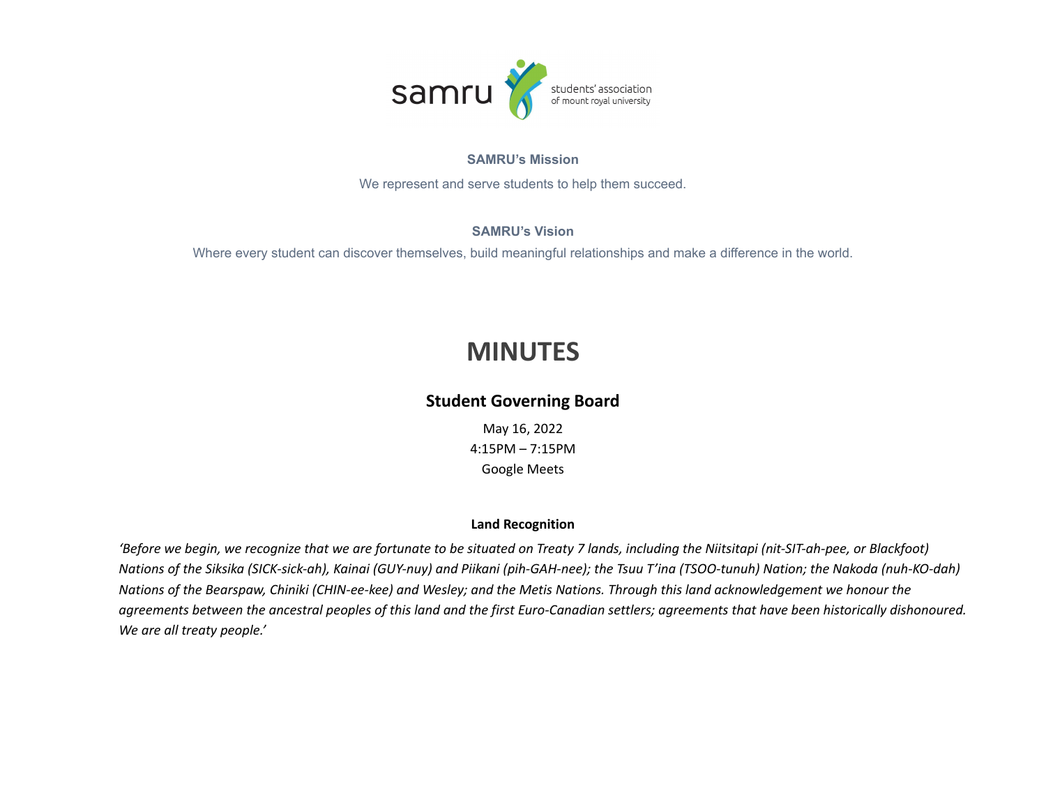samru students' association of mount royal university

**SAMRU's Mission**

We represent and serve students to help them succeed.

**SAMRU's Vision**

Where every student can discover themselves, build meaningful relationships and make a difference in the world.

# MINUTES

## Student Governing Board

May 16, 2022
4:15PM – 7:15PM
Google Meets

**Land Recognition**

*'Before we begin, we recognize that we are fortunate to be situated on Treaty 7 lands, including the Niitsitapi (nit-SIT-ah-pee, or Blackfoot) Nations of the Siksika (SICK-sick-ah), Kainai (GUY-nuy) and Piikani (pih-GAH-nee); the Tsuu T'ina (TSOO-tunuh) Nation; the Nakoda (nuh-KO-dah) Nations of the Bearspaw, Chiniki (CHIN-ee-kee) and Wesley; and the Metis Nations. Through this land acknowledgement we honour the agreements between the ancestral peoples of this land and the first Euro-Canadian settlers; agreements that have been historically dishonoured. We are all treaty people.'*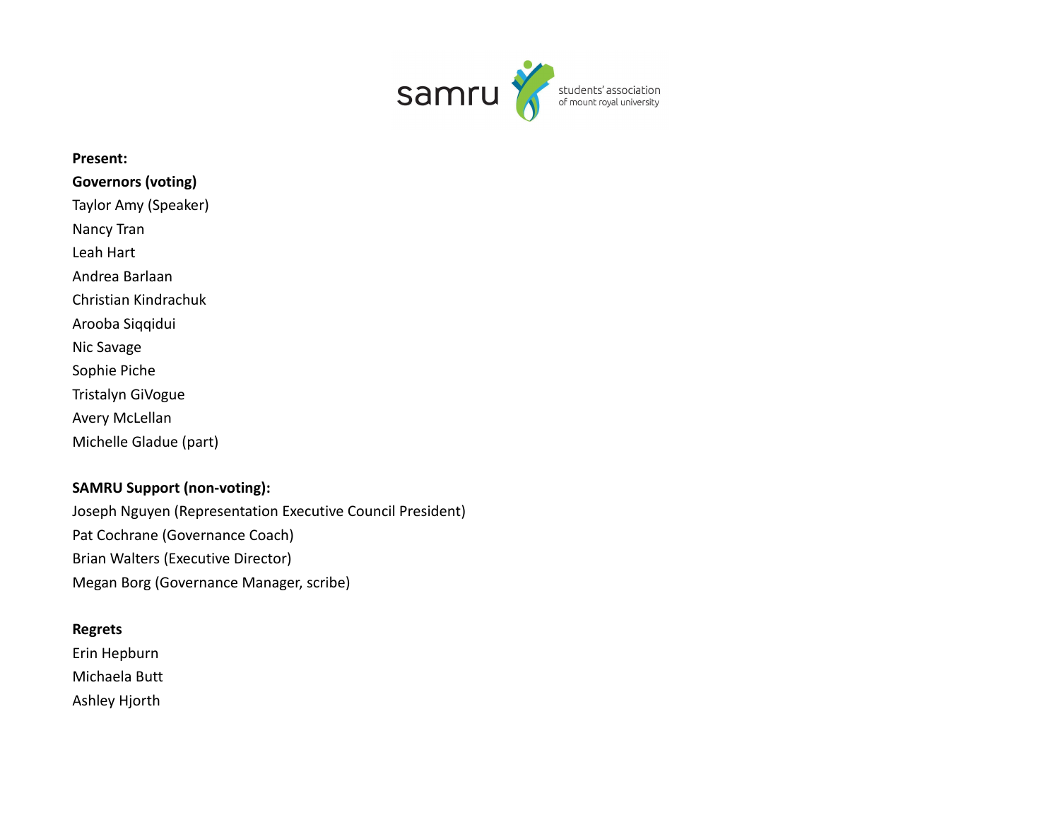**Present:**

**Governors (voting)**

Taylor Amy (Speaker)

Nancy Tran

Leah Hart

Andrea Barlaan

Christian Kindrachuk

Arooba Siqqidui

Nic Savage

Sophie Piche

Tristalyn GiVogue

Avery McLellan

Michelle Gladue (part)

**SAMRU Support (non-voting):**

Joseph Nguyen (Representation Executive Council President)

Pat Cochrane (Governance Coach)

Brian Walters (Executive Director)

Megan Borg (Governance Manager, scribe)

**Regrets**

Erin Hepburn

Michaela Butt

Ashley Hjorth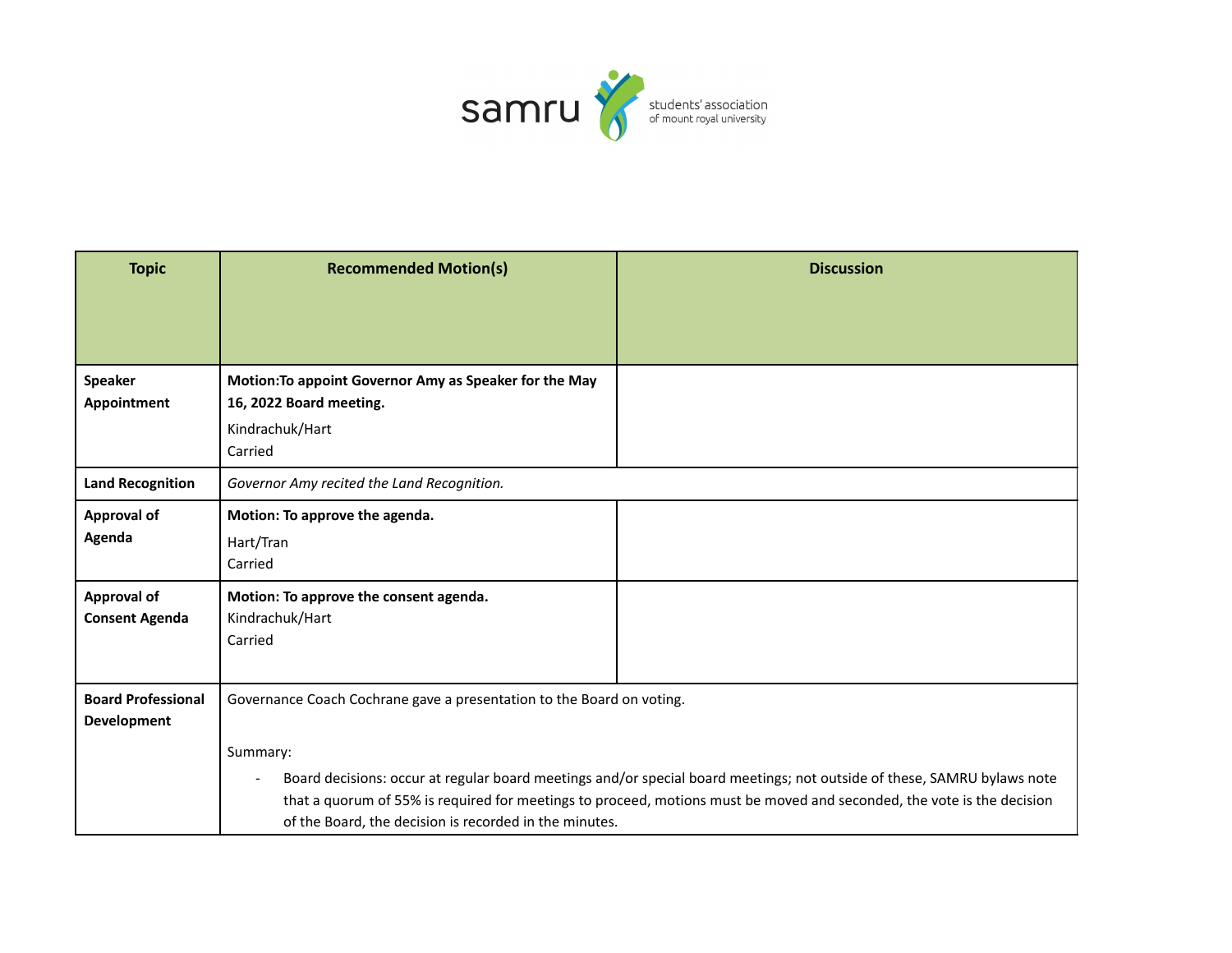| Topic | Recommended Motion(s) | Discussion |
|---|---|---|
| **Speaker Appointment** | **Motion:To appoint Governor Amy as Speaker for the May 16, 2022 Board meeting.**<br>Kindrachuk/Hart<br>Carried | |
| **Land Recognition** | *Governor Amy recited the Land Recognition.* | |
| **Approval of Agenda** | **Motion: To approve the agenda.**<br>Hart/Tran<br>Carried | |
| **Approval of Consent Agenda** | **Motion: To approve the consent agenda.**<br>Kindrachuk/Hart<br>Carried | |
| **Board Professional Development** | Governance Coach Cochrane gave a presentation to the Board on voting.<br><br>Summary:<br>- Board decisions: occur at regular board meetings and/or special board meetings; not outside of these, SAMRU bylaws note that a quorum of 55% is required for meetings to proceed, motions must be moved and seconded, the vote is the decision of the Board, the decision is recorded in the minutes. | |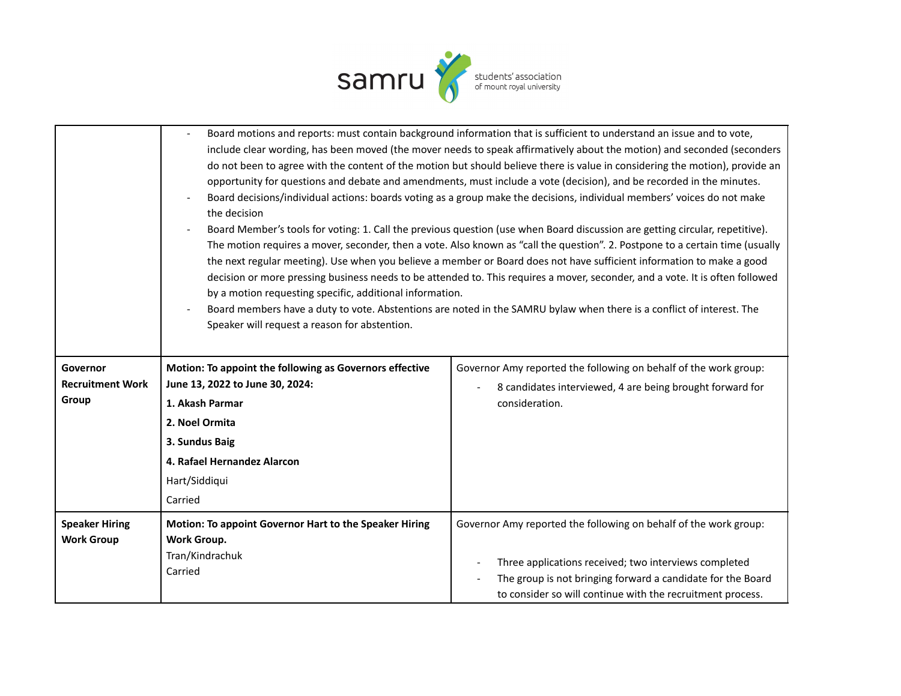| | | |
|---|---|---|
| | - Board motions and reports: must contain background information that is sufficient to understand an issue and to vote, include clear wording, has been moved (the mover needs to speak affirmatively about the motion) and seconded (seconders do not been to agree with the content of the motion but should believe there is value in considering the motion), provide an opportunity for questions and debate and amendments, must include a vote (decision), and be recorded in the minutes.<br>- Board decisions/individual actions: boards voting as a group make the decisions, individual members' voices do not make the decision<br>- Board Member's tools for voting: 1. Call the previous question (use when Board discussion are getting circular, repetitive). The motion requires a mover, seconder, then a vote. Also known as "call the question". 2. Postpone to a certain time (usually the next regular meeting). Use when you believe a member or Board does not have sufficient information to make a good decision or more pressing business needs to be attended to. This requires a mover, seconder, and a vote. It is often followed by a motion requesting specific, additional information.<br>- Board members have a duty to vote. Abstentions are noted in the SAMRU bylaw when there is a conflict of interest. The Speaker will request a reason for abstention. | |
| **Governor Recruitment Work Group** | **Motion: To appoint the following as Governors effective June 13, 2022 to June 30, 2024:**<br>**1. Akash Parmar**<br>**2. Noel Ormita**<br>**3. Sundus Baig**<br>**4. Rafael Hernandez Alarcon**<br>Hart/Siddiqui<br>Carried | Governor Amy reported the following on behalf of the work group:<br>- 8 candidates interviewed, 4 are being brought forward for consideration. |
| **Speaker Hiring Work Group** | **Motion: To appoint Governor Hart to the Speaker Hiring Work Group.**<br>Tran/Kindrachuk<br>Carried | Governor Amy reported the following on behalf of the work group:<br>- Three applications received; two interviews completed<br>- The group is not bringing forward a candidate for the Board to consider so will continue with the recruitment process. |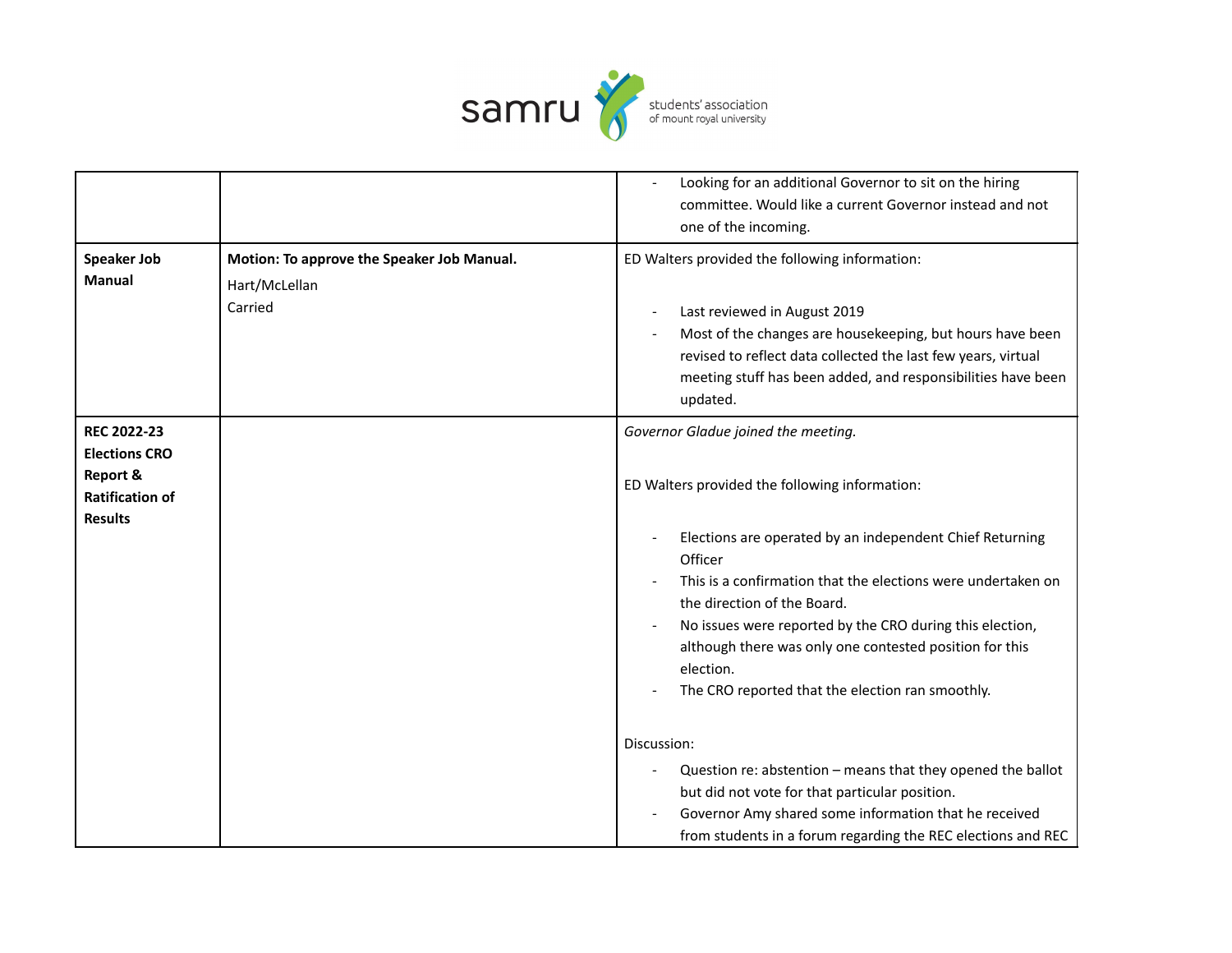| | | |
|---|---|---|
| | | - Looking for an additional Governor to sit on the hiring committee. Would like a current Governor instead and not one of the incoming. |
| **Speaker Job Manual** | **Motion: To approve the Speaker Job Manual.**<br>Hart/McLellan<br>Carried | ED Walters provided the following information:<br>- Last reviewed in August 2019<br>- Most of the changes are housekeeping, but hours have been revised to reflect data collected the last few years, virtual meeting stuff has been added, and responsibilities have been updated. |
| **REC 2022-23 Elections CRO Report & Ratification of Results** | | *Governor Gladue joined the meeting.*<br><br>ED Walters provided the following information:<br>- Elections are operated by an independent Chief Returning Officer<br>- This is a confirmation that the elections were undertaken on the direction of the Board.<br>- No issues were reported by the CRO during this election, although there was only one contested position for this election.<br>- The CRO reported that the election ran smoothly.<br><br>Discussion:<br>- Question re: abstention – means that they opened the ballot but did not vote for that particular position.<br>- Governor Amy shared some information that he received from students in a forum regarding the REC elections and REC |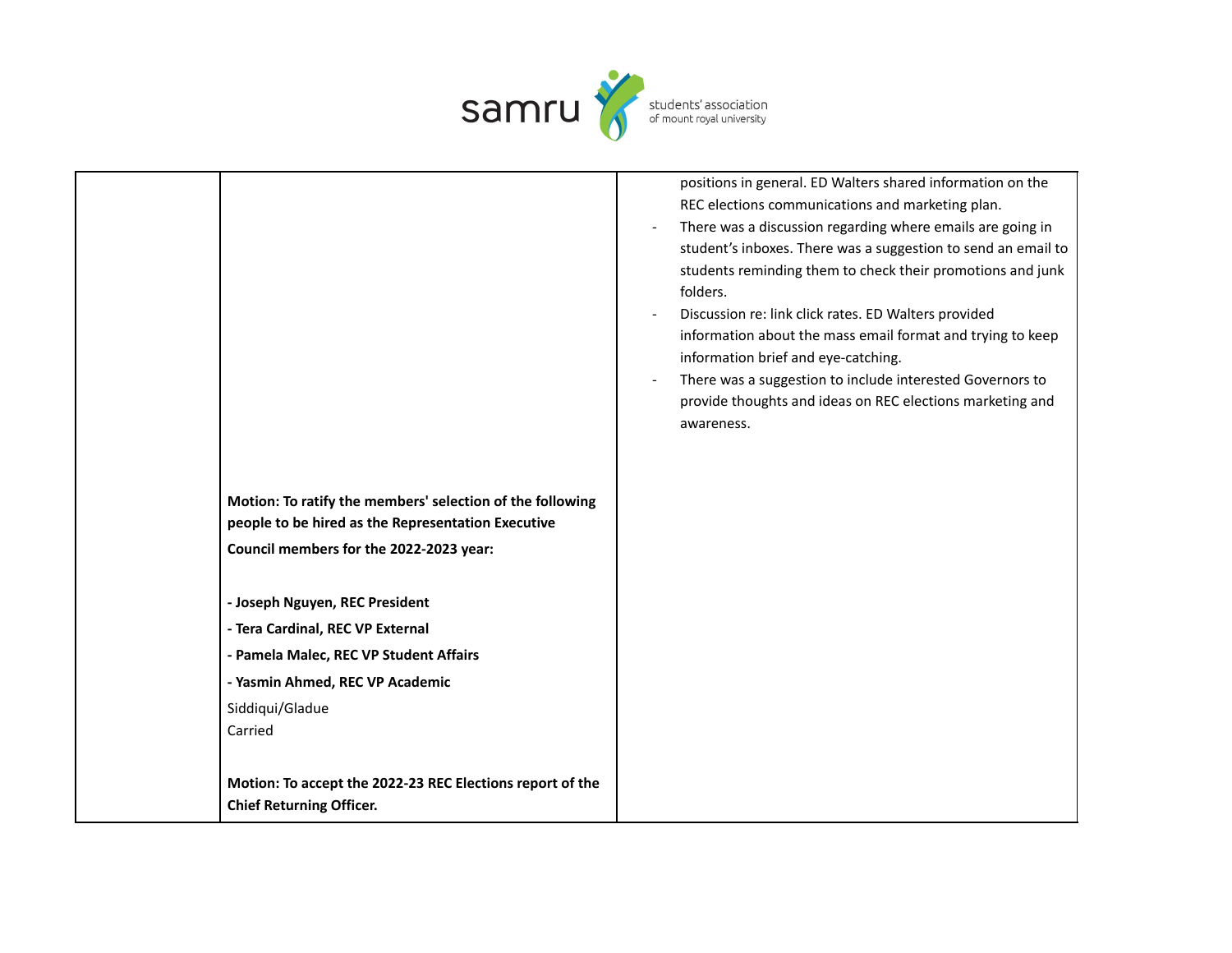| | | |
|---|---|---|
| | | positions in general. ED Walters shared information on the REC elections communications and marketing plan.<br>- There was a discussion regarding where emails are going in student's inboxes. There was a suggestion to send an email to students reminding them to check their promotions and junk folders.<br>- Discussion re: link click rates. ED Walters provided information about the mass email format and trying to keep information brief and eye-catching.<br>- There was a suggestion to include interested Governors to provide thoughts and ideas on REC elections marketing and awareness. |
| | **Motion: To ratify the members' selection of the following people to be hired as the Representation Executive Council members for the 2022-2023 year:**<br><br>**- Joseph Nguyen, REC President**<br>**- Tera Cardinal, REC VP External**<br>**- Pamela Malec, REC VP Student Affairs**<br>**- Yasmin Ahmed, REC VP Academic**<br>Siddiqui/Gladue<br>Carried<br><br>**Motion: To accept the 2022-23 REC Elections report of the Chief Returning Officer.** | |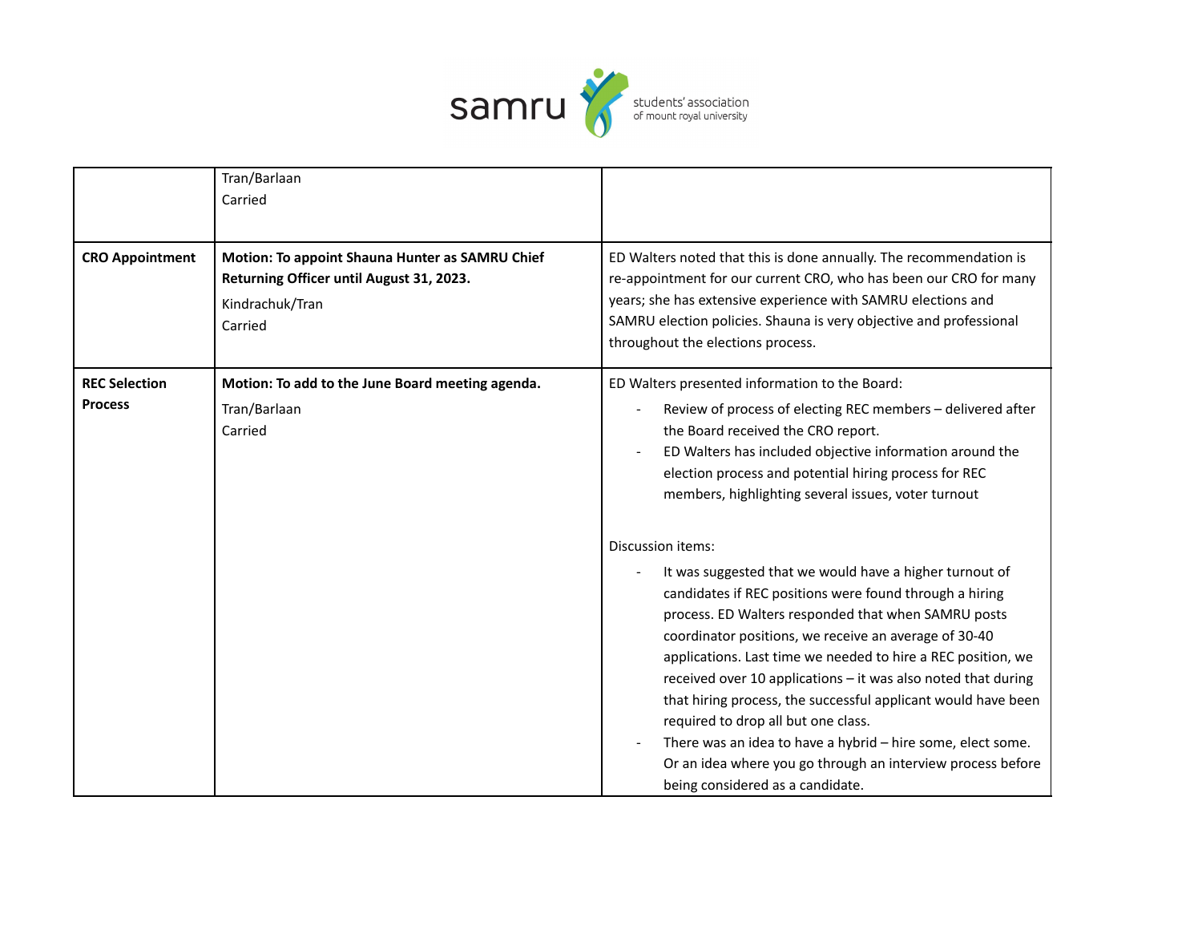| | | |
|---|---|---|
| | Tran/Barlaan<br>Carried | |
| **CRO Appointment** | **Motion: To appoint Shauna Hunter as SAMRU Chief Returning Officer until August 31, 2023.**<br>Kindrachuk/Tran<br>Carried | ED Walters noted that this is done annually. The recommendation is re-appointment for our current CRO, who has been our CRO for many years; she has extensive experience with SAMRU elections and SAMRU election policies. Shauna is very objective and professional throughout the elections process. |
| **REC Selection Process** | **Motion: To add to the June Board meeting agenda.**<br>Tran/Barlaan<br>Carried | ED Walters presented information to the Board:<br>- Review of process of electing REC members – delivered after the Board received the CRO report.<br>- ED Walters has included objective information around the election process and potential hiring process for REC members, highlighting several issues, voter turnout<br><br>Discussion items:<br>- It was suggested that we would have a higher turnout of candidates if REC positions were found through a hiring process. ED Walters responded that when SAMRU posts coordinator positions, we receive an average of 30-40 applications. Last time we needed to hire a REC position, we received over 10 applications – it was also noted that during that hiring process, the successful applicant would have been required to drop all but one class.<br>- There was an idea to have a hybrid – hire some, elect some. Or an idea where you go through an interview process before being considered as a candidate. |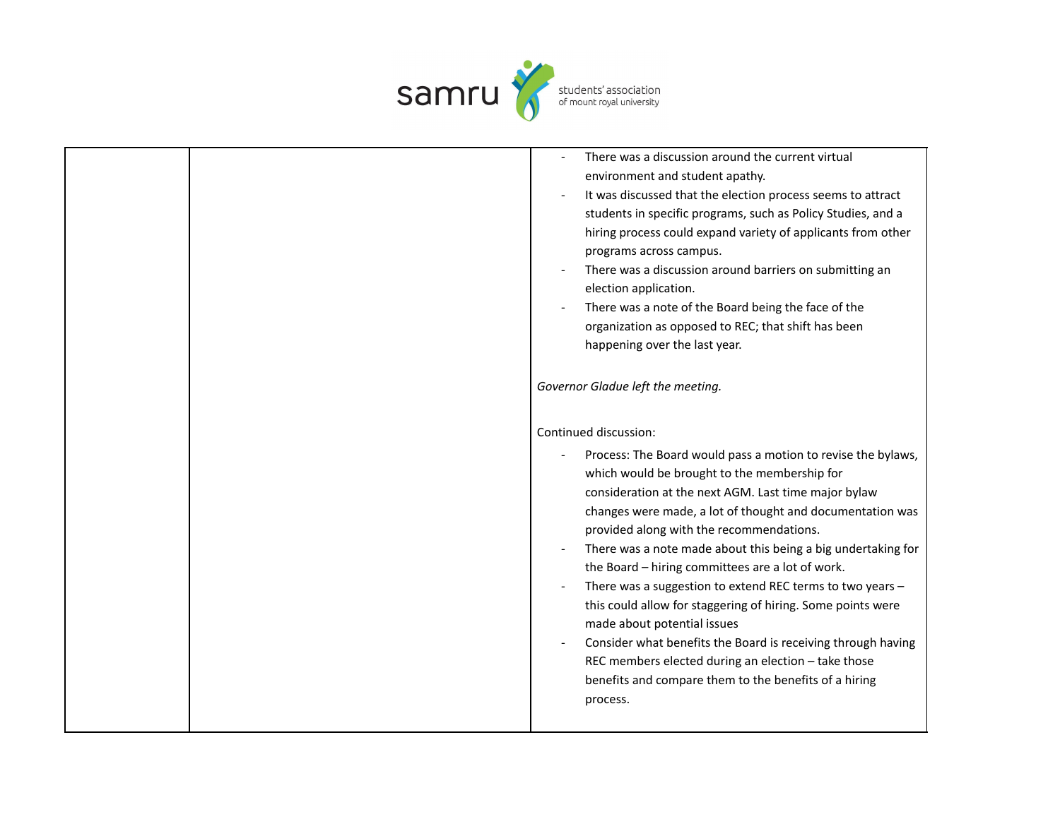| | | - There was a discussion around the current virtual environment and student apathy.<br>- It was discussed that the election process seems to attract students in specific programs, such as Policy Studies, and a hiring process could expand variety of applicants from other programs across campus.<br>- There was a discussion around barriers on submitting an election application.<br>- There was a note of the Board being the face of the organization as opposed to REC; that shift has been happening over the last year.<br><br>*Governor Gladue left the meeting.*<br><br>Continued discussion:<br>- Process: The Board would pass a motion to revise the bylaws, which would be brought to the membership for consideration at the next AGM. Last time major bylaw changes were made, a lot of thought and documentation was provided along with the recommendations.<br>- There was a note made about this being a big undertaking for the Board – hiring committees are a lot of work.<br>- There was a suggestion to extend REC terms to two years – this could allow for staggering of hiring. Some points were made about potential issues<br>- Consider what benefits the Board is receiving through having REC members elected during an election – take those benefits and compare them to the benefits of a hiring process. |
|---|---|---|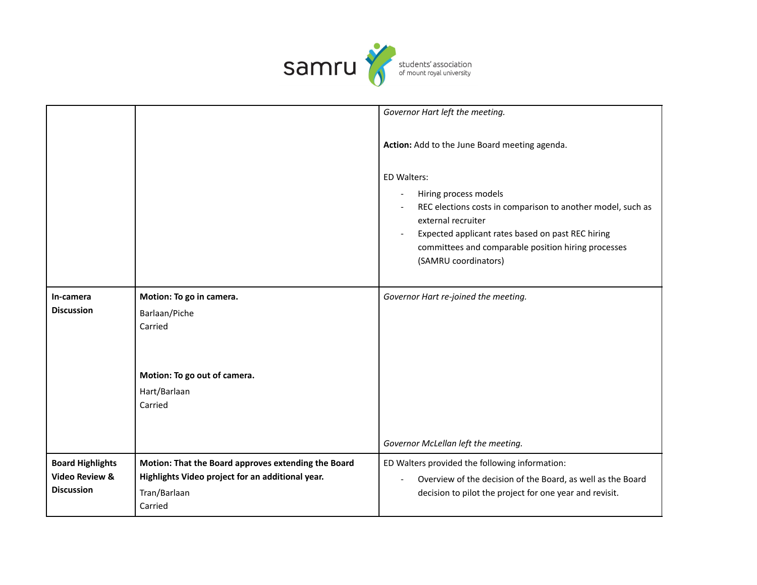| | | |
|---|---|---|
| | | *Governor Hart left the meeting.*<br><br>**Action:** Add to the June Board meeting agenda.<br><br>ED Walters:<br>- Hiring process models<br>- REC elections costs in comparison to another model, such as external recruiter<br>- Expected applicant rates based on past REC hiring committees and comparable position hiring processes (SAMRU coordinators) |
| **In-camera Discussion** | **Motion: To go in camera.**<br>Barlaan/Piche<br>Carried<br><br>**Motion: To go out of camera.**<br>Hart/Barlaan<br>Carried | *Governor Hart re-joined the meeting.*<br><br>*Governor McLellan left the meeting.* |
| **Board Highlights Video Review & Discussion** | **Motion: That the Board approves extending the Board Highlights Video project for an additional year.**<br>Tran/Barlaan<br>Carried | ED Walters provided the following information:<br>- Overview of the decision of the Board, as well as the Board decision to pilot the project for one year and revisit. |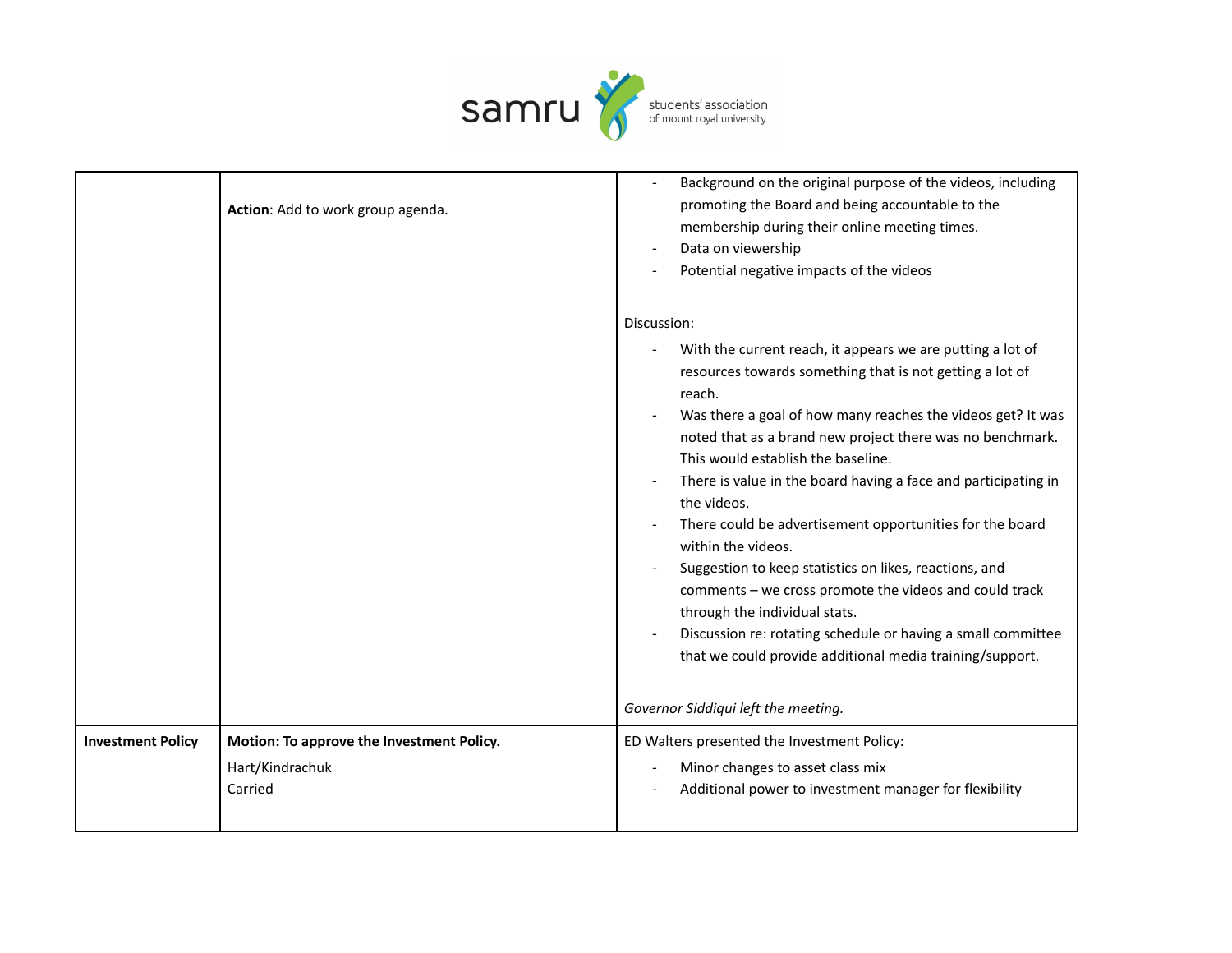| | | |
|---|---|---|
| | **Action**: Add to work group agenda. | - Background on the original purpose of the videos, including promoting the Board and being accountable to the membership during their online meeting times.<br>- Data on viewership<br>- Potential negative impacts of the videos<br><br>Discussion:<br>- With the current reach, it appears we are putting a lot of resources towards something that is not getting a lot of reach.<br>- Was there a goal of how many reaches the videos get? It was noted that as a brand new project there was no benchmark. This would establish the baseline.<br>- There is value in the board having a face and participating in the videos.<br>- There could be advertisement opportunities for the board within the videos.<br>- Suggestion to keep statistics on likes, reactions, and comments – we cross promote the videos and could track through the individual stats.<br>- Discussion re: rotating schedule or having a small committee that we could provide additional media training/support.<br><br>*Governor Siddiqui left the meeting.* |
| **Investment Policy** | **Motion: To approve the Investment Policy.**<br>Hart/Kindrachuk<br>Carried | ED Walters presented the Investment Policy:<br>- Minor changes to asset class mix<br>- Additional power to investment manager for flexibility |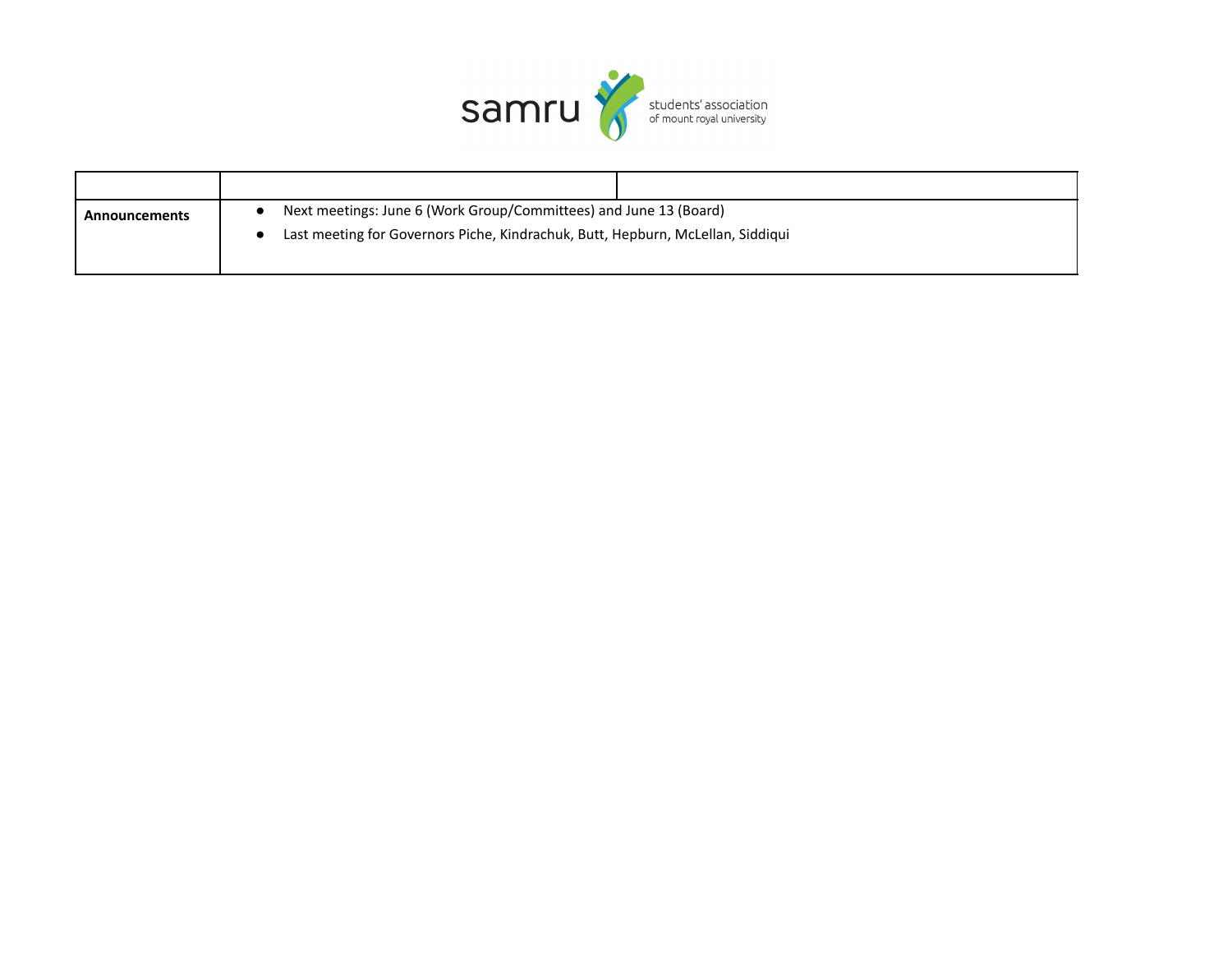| | | |
|---|---|---|
| | | |
| **Announcements** | <ul><li>Next meetings: June 6 (Work Group/Committees) and June 13 (Board)</li><li>Last meeting for Governors Piche, Kindrachuk, Butt, Hepburn, McLellan, Siddiqui</li></ul> | |